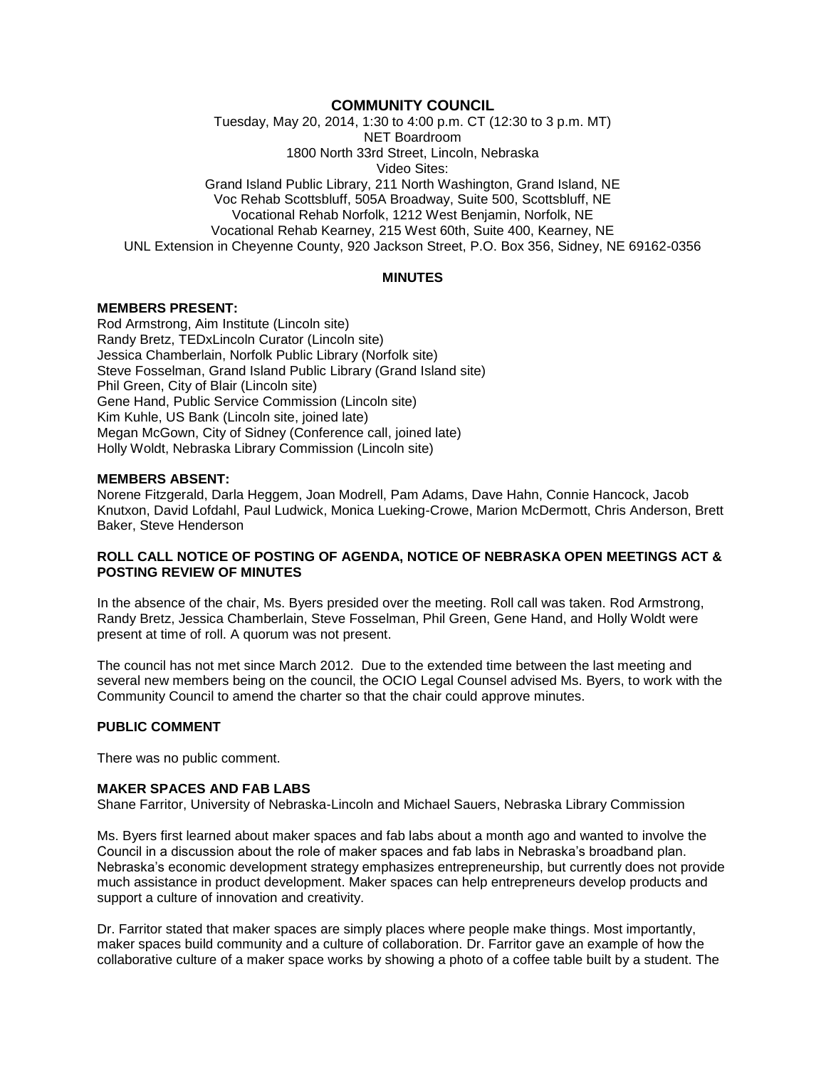# COMMUNITY COUNCIL

Tuesday, May 20, 2014, 1:30 to 4:00 p.m. CT (12:30 to 3 p.m. MT)
NET Boardroom
1800 North 33rd Street, Lincoln, Nebraska
Video Sites:
Grand Island Public Library, 211 North Washington, Grand Island, NE
Voc Rehab Scottsbluff, 505A Broadway, Suite 500, Scottsbluff, NE
Vocational Rehab Norfolk, 1212 West Benjamin, Norfolk, NE
Vocational Rehab Kearney, 215 West 60th, Suite 400, Kearney, NE
UNL Extension in Cheyenne County, 920 Jackson Street, P.O. Box 356, Sidney, NE 69162-0356

## MINUTES

**MEMBERS PRESENT:**
Rod Armstrong, Aim Institute (Lincoln site)
Randy Bretz, TEDxLincoln Curator (Lincoln site)
Jessica Chamberlain, Norfolk Public Library (Norfolk site)
Steve Fosselman, Grand Island Public Library (Grand Island site)
Phil Green, City of Blair (Lincoln site)
Gene Hand, Public Service Commission (Lincoln site)
Kim Kuhle, US Bank (Lincoln site, joined late)
Megan McGown, City of Sidney (Conference call, joined late)
Holly Woldt, Nebraska Library Commission (Lincoln site)

**MEMBERS ABSENT:**
Norene Fitzgerald, Darla Heggem, Joan Modrell, Pam Adams, Dave Hahn, Connie Hancock, Jacob Knutxon, David Lofdahl, Paul Ludwick, Monica Lueking-Crowe, Marion McDermott, Chris Anderson, Brett Baker, Steve Henderson

**ROLL CALL NOTICE OF POSTING OF AGENDA, NOTICE OF NEBRASKA OPEN MEETINGS ACT & POSTING REVIEW OF MINUTES**

In the absence of the chair, Ms. Byers presided over the meeting. Roll call was taken. Rod Armstrong, Randy Bretz, Jessica Chamberlain, Steve Fosselman, Phil Green, Gene Hand, and Holly Woldt were present at time of roll. A quorum was not present.

The council has not met since March 2012. Due to the extended time between the last meeting and several new members being on the council, the OCIO Legal Counsel advised Ms. Byers, to work with the Community Council to amend the charter so that the chair could approve minutes.

**PUBLIC COMMENT**

There was no public comment.

**MAKER SPACES AND FAB LABS**
Shane Farritor, University of Nebraska-Lincoln and Michael Sauers, Nebraska Library Commission

Ms. Byers first learned about maker spaces and fab labs about a month ago and wanted to involve the Council in a discussion about the role of maker spaces and fab labs in Nebraska's broadband plan. Nebraska's economic development strategy emphasizes entrepreneurship, but currently does not provide much assistance in product development. Maker spaces can help entrepreneurs develop products and support a culture of innovation and creativity.

Dr. Farritor stated that maker spaces are simply places where people make things. Most importantly, maker spaces build community and a culture of collaboration. Dr. Farritor gave an example of how the collaborative culture of a maker space works by showing a photo of a coffee table built by a student. The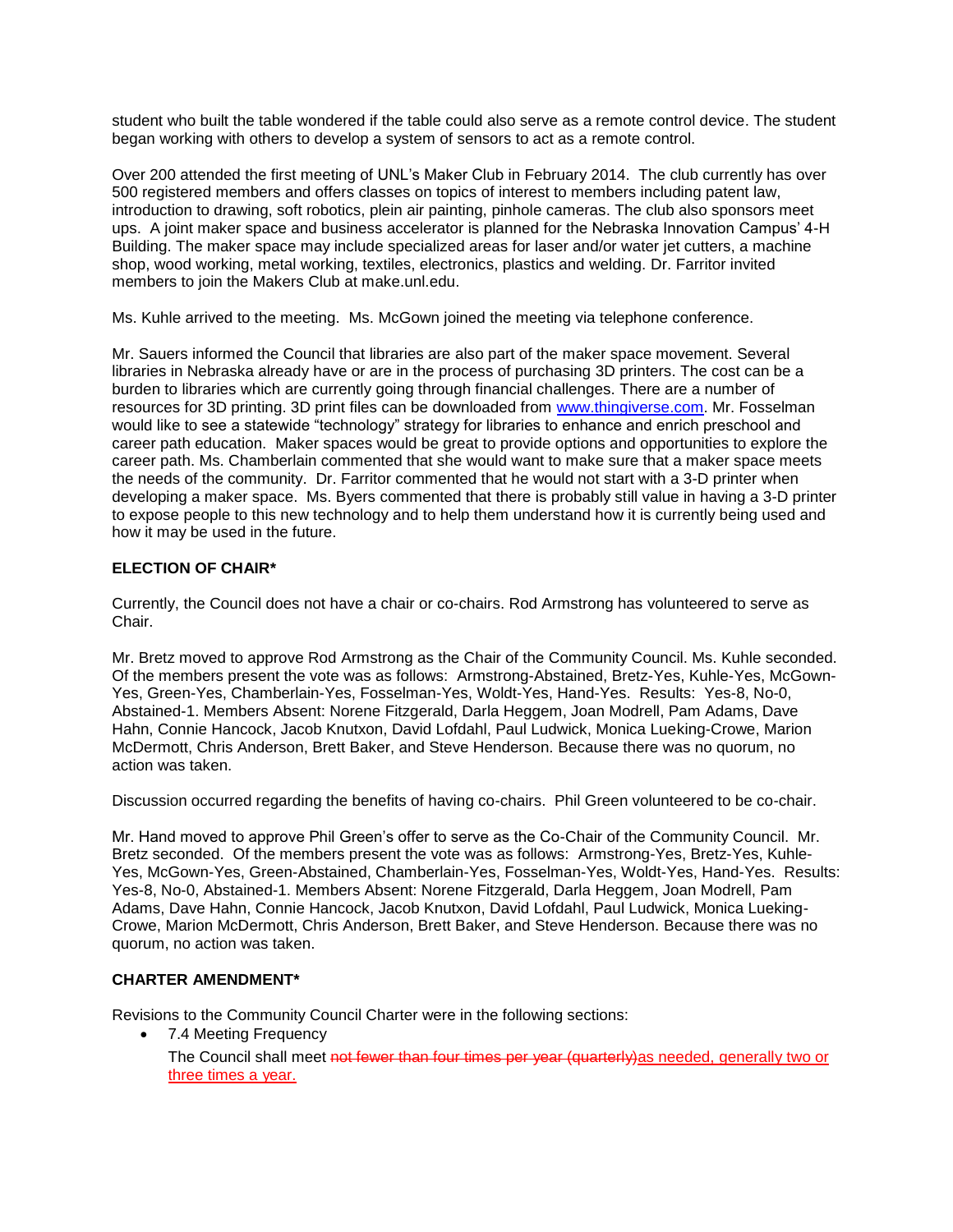student who built the table wondered if the table could also serve as a remote control device. The student began working with others to develop a system of sensors to act as a remote control.

Over 200 attended the first meeting of UNL's Maker Club in February 2014. The club currently has over 500 registered members and offers classes on topics of interest to members including patent law, introduction to drawing, soft robotics, plein air painting, pinhole cameras. The club also sponsors meet ups. A joint maker space and business accelerator is planned for the Nebraska Innovation Campus' 4-H Building. The maker space may include specialized areas for laser and/or water jet cutters, a machine shop, wood working, metal working, textiles, electronics, plastics and welding. Dr. Farritor invited members to join the Makers Club at make.unl.edu.

Ms. Kuhle arrived to the meeting. Ms. McGown joined the meeting via telephone conference.

Mr. Sauers informed the Council that libraries are also part of the maker space movement. Several libraries in Nebraska already have or are in the process of purchasing 3D printers. The cost can be a burden to libraries which are currently going through financial challenges. There are a number of resources for 3D printing. 3D print files can be downloaded from [www.thingiverse.com](http://www.thingiverse.com). Mr. Fosselman would like to see a statewide "technology" strategy for libraries to enhance and enrich preschool and career path education. Maker spaces would be great to provide options and opportunities to explore the career path. Ms. Chamberlain commented that she would want to make sure that a maker space meets the needs of the community. Dr. Farritor commented that he would not start with a 3-D printer when developing a maker space. Ms. Byers commented that there is probably still value in having a 3-D printer to expose people to this new technology and to help them understand how it is currently being used and how it may be used in the future.

**ELECTION OF CHAIR***

Currently, the Council does not have a chair or co-chairs. Rod Armstrong has volunteered to serve as Chair.

Mr. Bretz moved to approve Rod Armstrong as the Chair of the Community Council. Ms. Kuhle seconded. Of the members present the vote was as follows: Armstrong-Abstained, Bretz-Yes, Kuhle-Yes, McGown-Yes, Green-Yes, Chamberlain-Yes, Fosselman-Yes, Woldt-Yes, Hand-Yes. Results: Yes-8, No-0, Abstained-1. Members Absent: Norene Fitzgerald, Darla Heggem, Joan Modrell, Pam Adams, Dave Hahn, Connie Hancock, Jacob Knutxon, David Lofdahl, Paul Ludwick, Monica Lueking-Crowe, Marion McDermott, Chris Anderson, Brett Baker, and Steve Henderson. Because there was no quorum, no action was taken.

Discussion occurred regarding the benefits of having co-chairs. Phil Green volunteered to be co-chair.

Mr. Hand moved to approve Phil Green's offer to serve as the Co-Chair of the Community Council. Mr. Bretz seconded. Of the members present the vote was as follows: Armstrong-Yes, Bretz-Yes, Kuhle-Yes, McGown-Yes, Green-Abstained, Chamberlain-Yes, Fosselman-Yes, Woldt-Yes, Hand-Yes. Results: Yes-8, No-0, Abstained-1. Members Absent: Norene Fitzgerald, Darla Heggem, Joan Modrell, Pam Adams, Dave Hahn, Connie Hancock, Jacob Knutxon, David Lofdahl, Paul Ludwick, Monica Lueking-Crowe, Marion McDermott, Chris Anderson, Brett Baker, and Steve Henderson. Because there was no quorum, no action was taken.

**CHARTER AMENDMENT***

Revisions to the Community Council Charter were in the following sections:

- 7.4 Meeting Frequency

  The Council shall meet ~~not fewer than four times per year (quarterly)~~as needed, generally two or three times a year.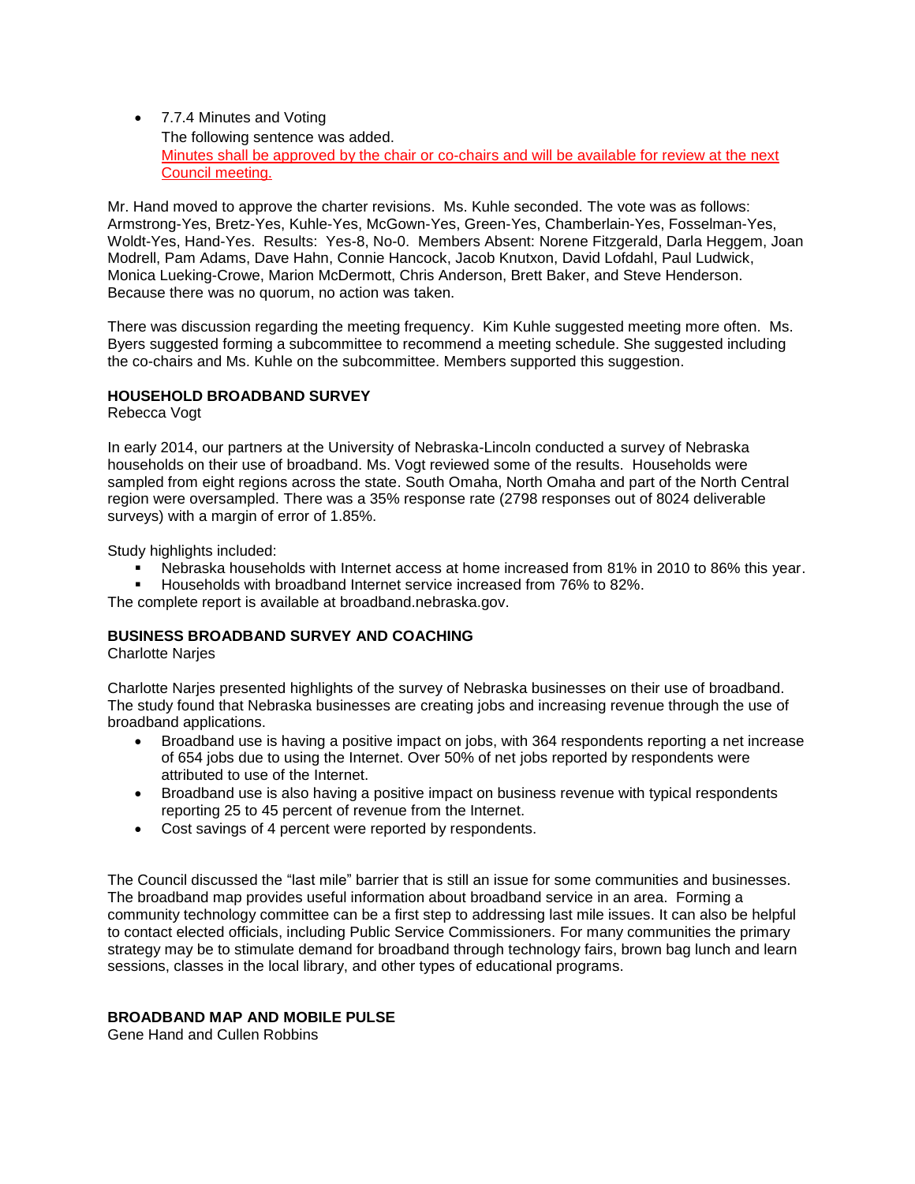- 7.7.4 Minutes and Voting
  The following sentence was added.
  Minutes shall be approved by the chair or co-chairs and will be available for review at the next Council meeting.

Mr. Hand moved to approve the charter revisions. Ms. Kuhle seconded. The vote was as follows: Armstrong-Yes, Bretz-Yes, Kuhle-Yes, McGown-Yes, Green-Yes, Chamberlain-Yes, Fosselman-Yes, Woldt-Yes, Hand-Yes. Results: Yes-8, No-0. Members Absent: Norene Fitzgerald, Darla Heggem, Joan Modrell, Pam Adams, Dave Hahn, Connie Hancock, Jacob Knutxon, David Lofdahl, Paul Ludwick, Monica Lueking-Crowe, Marion McDermott, Chris Anderson, Brett Baker, and Steve Henderson. Because there was no quorum, no action was taken.

There was discussion regarding the meeting frequency. Kim Kuhle suggested meeting more often. Ms. Byers suggested forming a subcommittee to recommend a meeting schedule. She suggested including the co-chairs and Ms. Kuhle on the subcommittee. Members supported this suggestion.

**HOUSEHOLD BROADBAND SURVEY**
Rebecca Vogt

In early 2014, our partners at the University of Nebraska-Lincoln conducted a survey of Nebraska households on their use of broadband. Ms. Vogt reviewed some of the results. Households were sampled from eight regions across the state. South Omaha, North Omaha and part of the North Central region were oversampled. There was a 35% response rate (2798 responses out of 8024 deliverable surveys) with a margin of error of 1.85%.

Study highlights included:

- Nebraska households with Internet access at home increased from 81% in 2010 to 86% this year.
- Households with broadband Internet service increased from 76% to 82%.

The complete report is available at broadband.nebraska.gov.

**BUSINESS BROADBAND SURVEY AND COACHING**
Charlotte Narjes

Charlotte Narjes presented highlights of the survey of Nebraska businesses on their use of broadband. The study found that Nebraska businesses are creating jobs and increasing revenue through the use of broadband applications.

- Broadband use is having a positive impact on jobs, with 364 respondents reporting a net increase of 654 jobs due to using the Internet. Over 50% of net jobs reported by respondents were attributed to use of the Internet.
- Broadband use is also having a positive impact on business revenue with typical respondents reporting 25 to 45 percent of revenue from the Internet.
- Cost savings of 4 percent were reported by respondents.

The Council discussed the "last mile" barrier that is still an issue for some communities and businesses. The broadband map provides useful information about broadband service in an area. Forming a community technology committee can be a first step to addressing last mile issues. It can also be helpful to contact elected officials, including Public Service Commissioners. For many communities the primary strategy may be to stimulate demand for broadband through technology fairs, brown bag lunch and learn sessions, classes in the local library, and other types of educational programs.

**BROADBAND MAP AND MOBILE PULSE**
Gene Hand and Cullen Robbins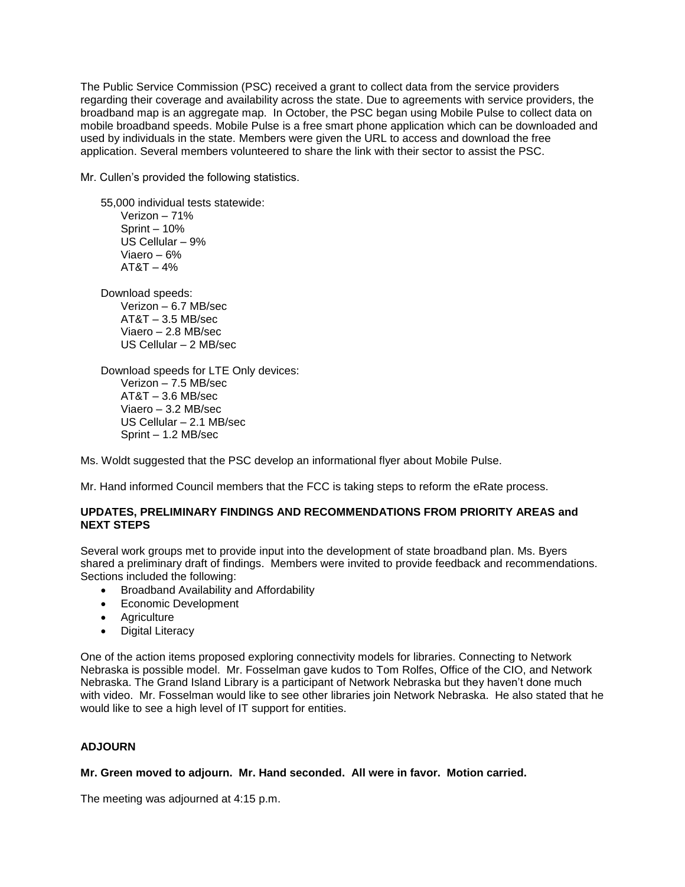The Public Service Commission (PSC) received a grant to collect data from the service providers regarding their coverage and availability across the state. Due to agreements with service providers, the broadband map is an aggregate map. In October, the PSC began using Mobile Pulse to collect data on mobile broadband speeds. Mobile Pulse is a free smart phone application which can be downloaded and used by individuals in the state. Members were given the URL to access and download the free application. Several members volunteered to share the link with their sector to assist the PSC.

Mr. Cullen's provided the following statistics.

55,000 individual tests statewide:
- Verizon – 71%
- Sprint – 10%
- US Cellular – 9%
- Viaero – 6%
- AT&T – 4%

Download speeds:
- Verizon – 6.7 MB/sec
- AT&T – 3.5 MB/sec
- Viaero – 2.8 MB/sec
- US Cellular – 2 MB/sec

Download speeds for LTE Only devices:
- Verizon – 7.5 MB/sec
- AT&T – 3.6 MB/sec
- Viaero – 3.2 MB/sec
- US Cellular – 2.1 MB/sec
- Sprint – 1.2 MB/sec

Ms. Woldt suggested that the PSC develop an informational flyer about Mobile Pulse.

Mr. Hand informed Council members that the FCC is taking steps to reform the eRate process.

**UPDATES, PRELIMINARY FINDINGS AND RECOMMENDATIONS FROM PRIORITY AREAS and NEXT STEPS**

Several work groups met to provide input into the development of state broadband plan. Ms. Byers shared a preliminary draft of findings. Members were invited to provide feedback and recommendations. Sections included the following:

- Broadband Availability and Affordability
- Economic Development
- Agriculture
- Digital Literacy

One of the action items proposed exploring connectivity models for libraries. Connecting to Network Nebraska is possible model. Mr. Fosselman gave kudos to Tom Rolfes, Office of the CIO, and Network Nebraska. The Grand Island Library is a participant of Network Nebraska but they haven't done much with video. Mr. Fosselman would like to see other libraries join Network Nebraska. He also stated that he would like to see a high level of IT support for entities.

**ADJOURN**

**Mr. Green moved to adjourn. Mr. Hand seconded. All were in favor. Motion carried.**

The meeting was adjourned at 4:15 p.m.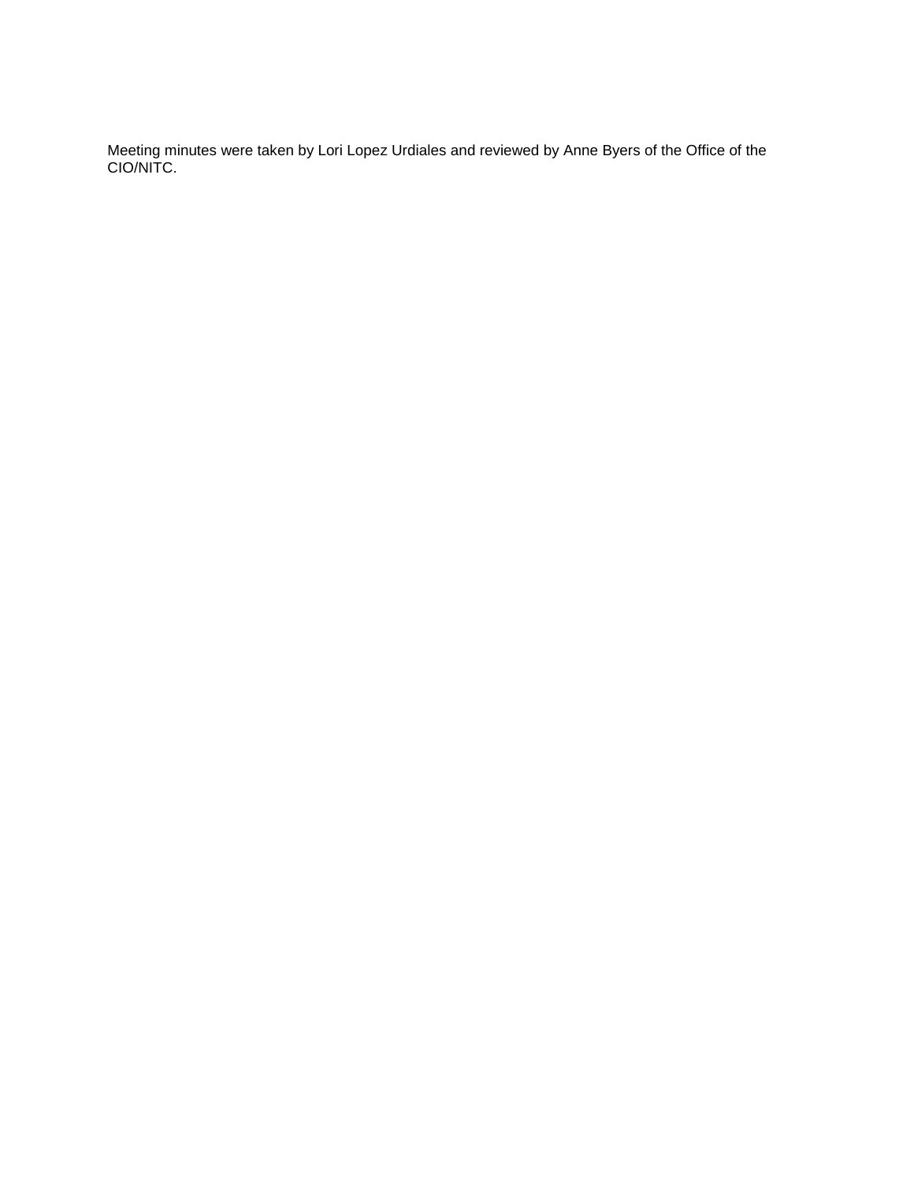Meeting minutes were taken by Lori Lopez Urdiales and reviewed by Anne Byers of the Office of the CIO/NITC.